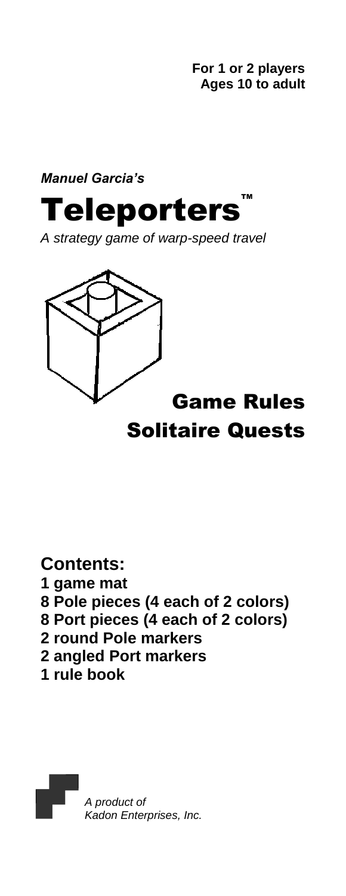**For 1 or 2 players**
**Ages 10 to adult**

***Manuel Garcia's***

# Teleporters™

*A strategy game of warp-speed travel*

## Game Rules
## Solitaire Quests

**Contents:**
- **1 game mat**
- **8 Pole pieces (4 each of 2 colors)**
- **8 Port pieces (4 each of 2 colors)**
- **2 round Pole markers**
- **2 angled Port markers**
- **1 rule book**

*A product of*
*Kadon Enterprises, Inc.*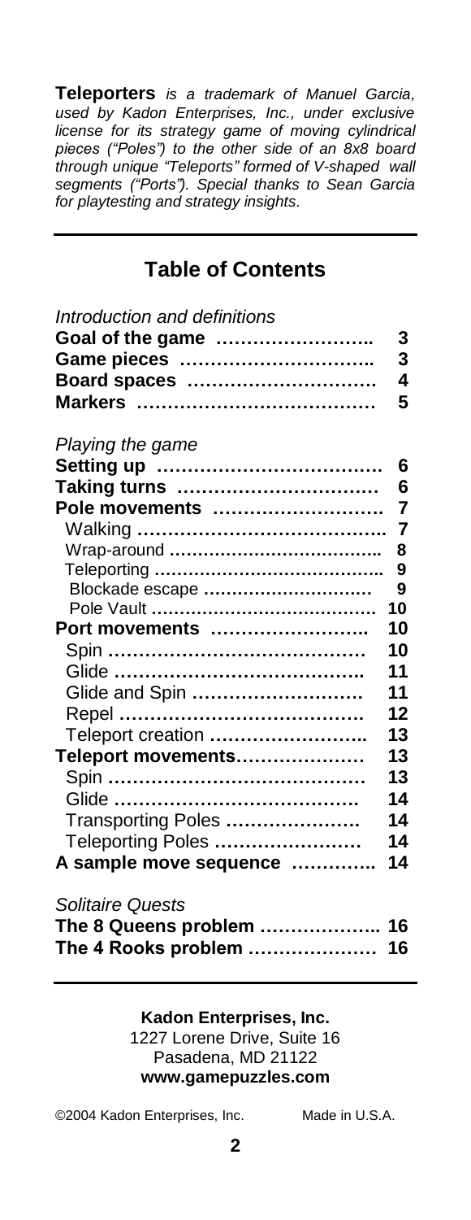**Teleporters** *is a trademark of Manuel Garcia, used by Kadon Enterprises, Inc., under exclusive license for its strategy game of moving cylindrical pieces ("Poles") to the other side of an 8x8 board through unique "Teleports" formed of V-shaped wall segments ("Ports"). Special thanks to Sean Garcia for playtesting and strategy insights.*

---

## Table of Contents

*Introduction and definitions*

| | |
|---|---|
| **Goal of the game** | **3** |
| **Game pieces** | **3** |
| **Board spaces** | **4** |
| **Markers** | **5** |

*Playing the game*

| | |
|---|---|
| **Setting up** | **6** |
| **Taking turns** | **6** |
| **Pole movements** | **7** |
| Walking | **7** |
| Wrap-around | **8** |
| Teleporting | **9** |
| Blockade escape | **9** |
| Pole Vault | **10** |
| **Port movements** | **10** |
| Spin | **10** |
| Glide | **11** |
| Glide and Spin | **11** |
| Repel | **12** |
| Teleport creation | **13** |
| **Teleport movements** | **13** |
| Spin | **13** |
| Glide | **14** |
| Transporting Poles | **14** |
| Teleporting Poles | **14** |
| **A sample move sequence** | **14** |

*Solitaire Quests*

| | |
|---|---|
| **The 8 Queens problem** | **16** |
| **The 4 Rooks problem** | **16** |

---

**Kadon Enterprises, Inc.**
1227 Lorene Drive, Suite 16
Pasadena, MD 21122
**www.gamepuzzles.com**

©2004 Kadon Enterprises, Inc. Made in U.S.A.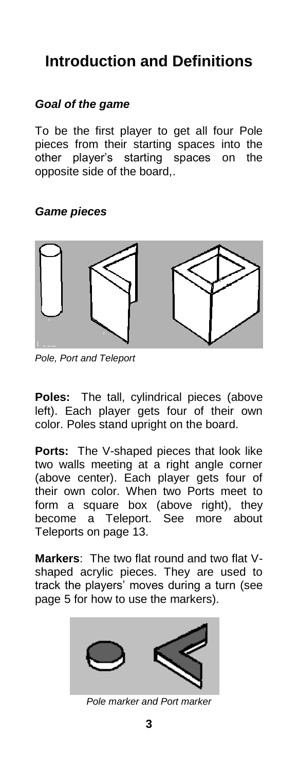# Introduction and Definitions

### *Goal of the game*

To be the first player to get all four Pole pieces from their starting spaces into the other player's starting spaces on the opposite side of the board,.

### *Game pieces*

*Pole, Port and Teleport*

**Poles:** The tall, cylindrical pieces (above left). Each player gets four of their own color. Poles stand upright on the board.

**Ports:** The V-shaped pieces that look like two walls meeting at a right angle corner (above center). Each player gets four of their own color. When two Ports meet to form a square box (above right), they become a Teleport. See more about Teleports on page 13.

**Markers**: The two flat round and two flat V-shaped acrylic pieces. They are used to track the players' moves during a turn (see page 5 for how to use the markers).

*Pole marker and Port marker*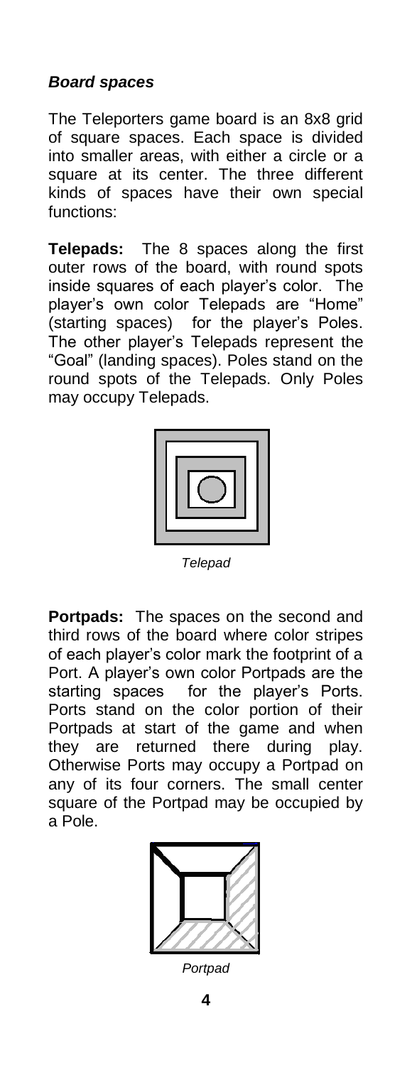### ***Board spaces***

The Teleporters game board is an 8x8 grid of square spaces. Each space is divided into smaller areas, with either a circle or a square at its center. The three different kinds of spaces have their own special functions:

**Telepads:** The 8 spaces along the first outer rows of the board, with round spots inside squares of each player's color. The player's own color Telepads are "Home" (starting spaces) for the player's Poles. The other player's Telepads represent the "Goal" (landing spaces). Poles stand on the round spots of the Telepads. Only Poles may occupy Telepads.

*Telepad*

**Portpads:** The spaces on the second and third rows of the board where color stripes of each player's color mark the footprint of a Port. A player's own color Portpads are the starting spaces for the player's Ports. Ports stand on the color portion of their Portpads at start of the game and when they are returned there during play. Otherwise Ports may occupy a Portpad on any of its four corners. The small center square of the Portpad may be occupied by a Pole.

*Portpad*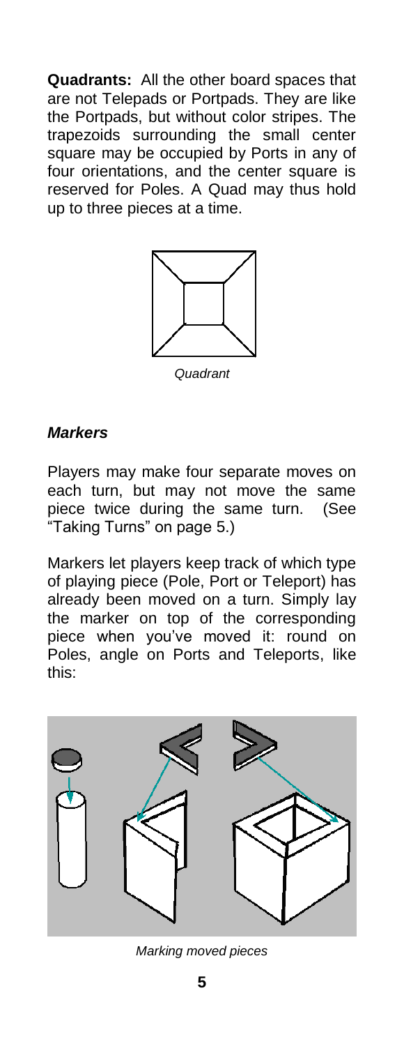**Quadrants:** All the other board spaces that are not Telepads or Portpads. They are like the Portpads, but without color stripes. The trapezoids surrounding the small center square may be occupied by Ports in any of four orientations, and the center square is reserved for Poles. A Quad may thus hold up to three pieces at a time.

*Quadrant*

### ***Markers***

Players may make four separate moves on each turn, but may not move the same piece twice during the same turn. (See "Taking Turns" on page 5.)

Markers let players keep track of which type of playing piece (Pole, Port or Teleport) has already been moved on a turn. Simply lay the marker on top of the corresponding piece when you've moved it: round on Poles, angle on Ports and Teleports, like this:

*Marking moved pieces*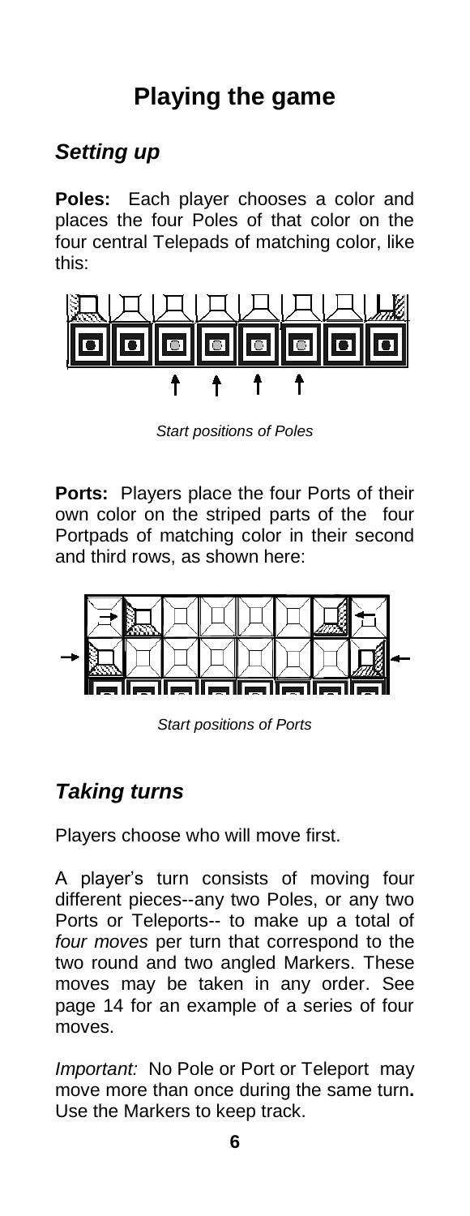# Playing the game

## *Setting up*

**Poles:** Each player chooses a color and places the four Poles of that color on the four central Telepads of matching color, like this:

*Start positions of Poles*

**Ports:** Players place the four Ports of their own color on the striped parts of the four Portpads of matching color in their second and third rows, as shown here:

*Start positions of Ports*

## *Taking turns*

Players choose who will move first.

A player's turn consists of moving four different pieces--any two Poles, or any two Ports or Teleports-- to make up a total of *four moves* per turn that correspond to the two round and two angled Markers. These moves may be taken in any order. See page 14 for an example of a series of four moves.

*Important:* No Pole or Port or Teleport may move more than once during the same turn**.** Use the Markers to keep track.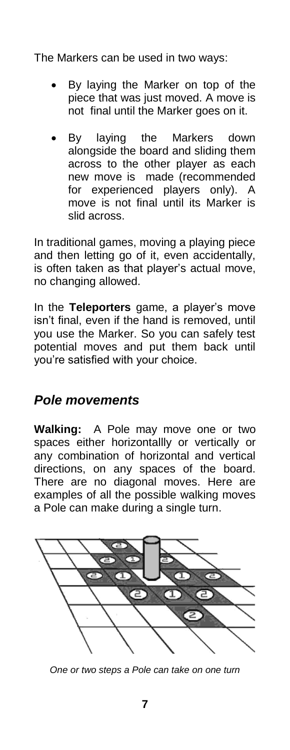The Markers can be used in two ways:

- By laying the Marker on top of the piece that was just moved. A move is not final until the Marker goes on it.
- By laying the Markers down alongside the board and sliding them across to the other player as each new move is made (recommended for experienced players only). A move is not final until its Marker is slid across.

In traditional games, moving a playing piece and then letting go of it, even accidentally, is often taken as that player's actual move, no changing allowed.

In the **Teleporters** game, a player's move isn't final, even if the hand is removed, until you use the Marker. So you can safely test potential moves and put them back until you're satisfied with your choice.

## *Pole movements*

**Walking:** A Pole may move one or two spaces either horizontallly or vertically or any combination of horizontal and vertical directions, on any spaces of the board. There are no diagonal moves. Here are examples of all the possible walking moves a Pole can make during a single turn.

*One or two steps a Pole can take on one turn*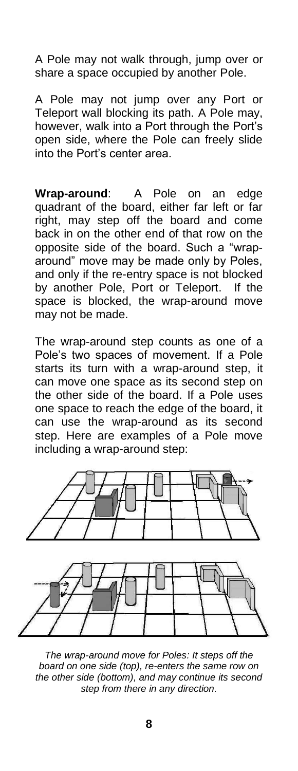A Pole may not walk through, jump over or share a space occupied by another Pole.

A Pole may not jump over any Port or Teleport wall blocking its path. A Pole may, however, walk into a Port through the Port's open side, where the Pole can freely slide into the Port's center area.

**Wrap-around**: A Pole on an edge quadrant of the board, either far left or far right, may step off the board and come back in on the other end of that row on the opposite side of the board. Such a "wrap-around" move may be made only by Poles, and only if the re-entry space is not blocked by another Pole, Port or Teleport. If the space is blocked, the wrap-around move may not be made.

The wrap-around step counts as one of a Pole's two spaces of movement. If a Pole starts its turn with a wrap-around step, it can move one space as its second step on the other side of the board. If a Pole uses one space to reach the edge of the board, it can use the wrap-around as its second step. Here are examples of a Pole move including a wrap-around step:

*The wrap-around move for Poles: It steps off the board on one side (top), re-enters the same row on the other side (bottom), and may continue its second step from there in any direction.*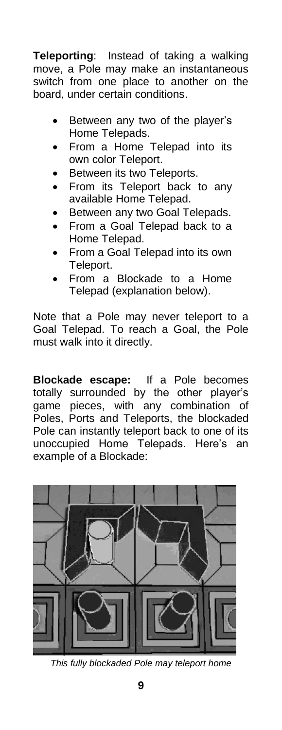**Teleporting**: Instead of taking a walking move, a Pole may make an instantaneous switch from one place to another on the board, under certain conditions.

- Between any two of the player's Home Telepads.
- From a Home Telepad into its own color Teleport.
- Between its two Teleports.
- From its Teleport back to any available Home Telepad.
- Between any two Goal Telepads.
- From a Goal Telepad back to a Home Telepad.
- From a Goal Telepad into its own Teleport.
- From a Blockade to a Home Telepad (explanation below).

Note that a Pole may never teleport to a Goal Telepad. To reach a Goal, the Pole must walk into it directly.

**Blockade escape:** If a Pole becomes totally surrounded by the other player's game pieces, with any combination of Poles, Ports and Teleports, the blockaded Pole can instantly teleport back to one of its unoccupied Home Telepads. Here's an example of a Blockade:

*This fully blockaded Pole may teleport home*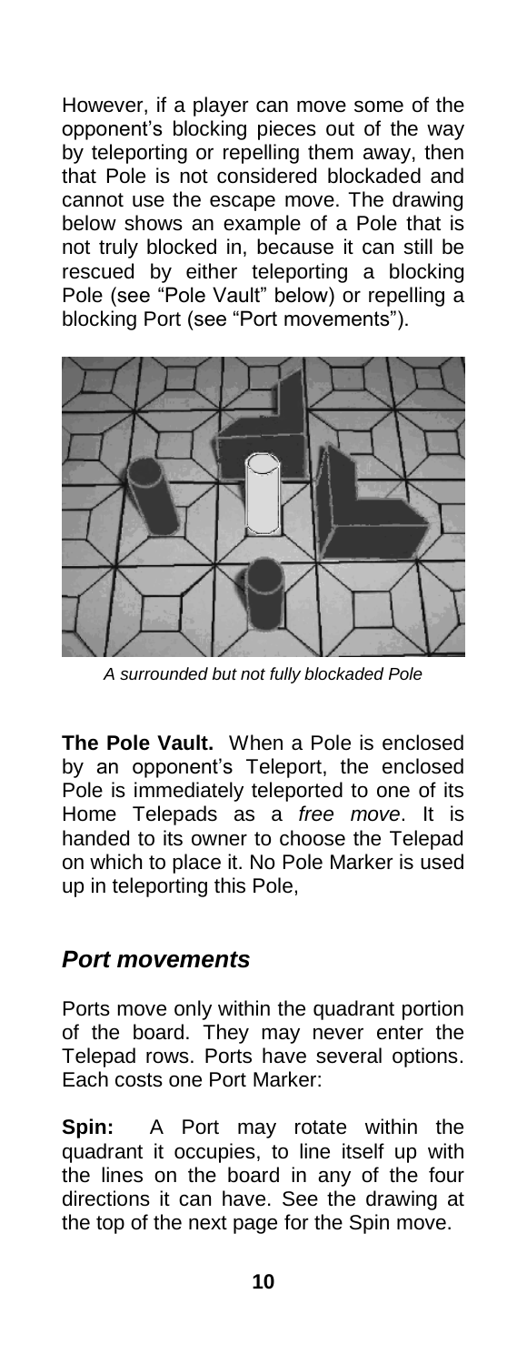However, if a player can move some of the opponent's blocking pieces out of the way by teleporting or repelling them away, then that Pole is not considered blockaded and cannot use the escape move. The drawing below shows an example of a Pole that is not truly blocked in, because it can still be rescued by either teleporting a blocking Pole (see "Pole Vault" below) or repelling a blocking Port (see "Port movements").

*A surrounded but not fully blockaded Pole*

**The Pole Vault.** When a Pole is enclosed by an opponent's Teleport, the enclosed Pole is immediately teleported to one of its Home Telepads as a *free move*. It is handed to its owner to choose the Telepad on which to place it. No Pole Marker is used up in teleporting this Pole,

## *Port movements*

Ports move only within the quadrant portion of the board. They may never enter the Telepad rows. Ports have several options. Each costs one Port Marker:

**Spin:** A Port may rotate within the quadrant it occupies, to line itself up with the lines on the board in any of the four directions it can have. See the drawing at the top of the next page for the Spin move.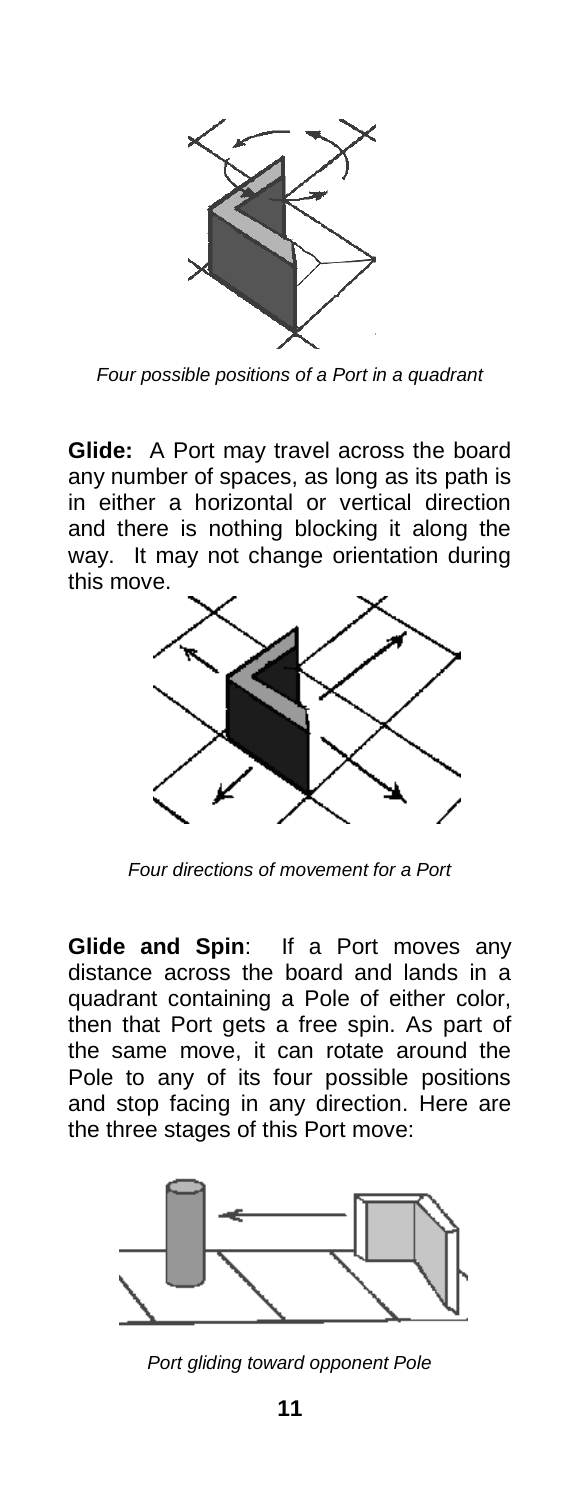*Four possible positions of a Port in a quadrant*

**Glide:** A Port may travel across the board any number of spaces, as long as its path is in either a horizontal or vertical direction and there is nothing blocking it along the way. It may not change orientation during this move.

*Four directions of movement for a Port*

**Glide and Spin**: If a Port moves any distance across the board and lands in a quadrant containing a Pole of either color, then that Port gets a free spin. As part of the same move, it can rotate around the Pole to any of its four possible positions and stop facing in any direction. Here are the three stages of this Port move:

*Port gliding toward opponent Pole*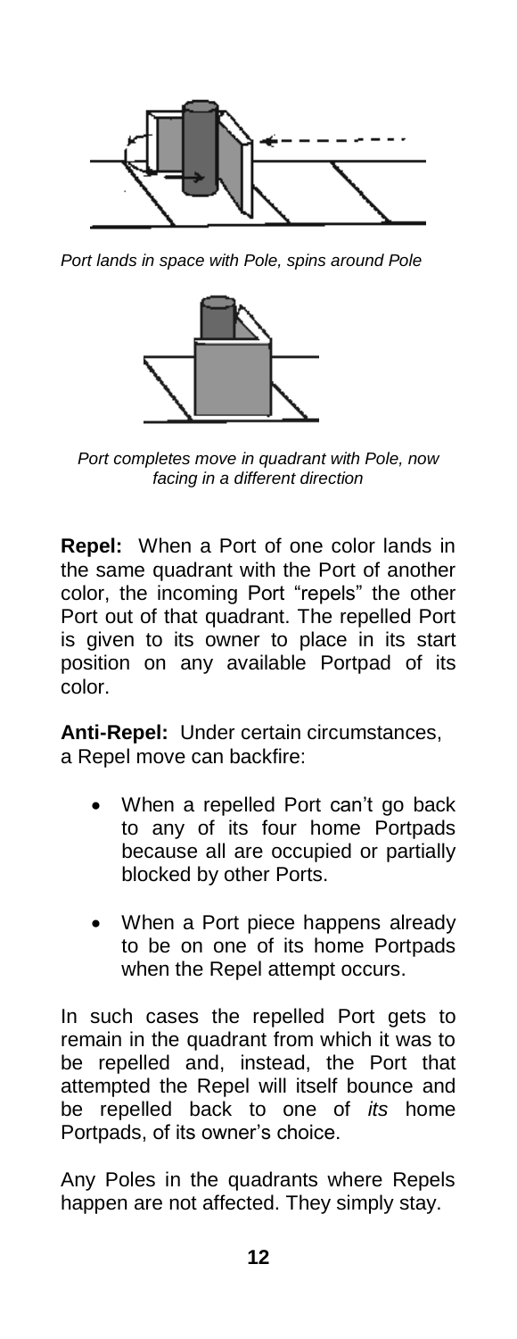*Port lands in space with Pole, spins around Pole*

*Port completes move in quadrant with Pole, now facing in a different direction*

**Repel:** When a Port of one color lands in the same quadrant with the Port of another color, the incoming Port "repels" the other Port out of that quadrant. The repelled Port is given to its owner to place in its start position on any available Portpad of its color.

**Anti-Repel:** Under certain circumstances, a Repel move can backfire:

- When a repelled Port can't go back to any of its four home Portpads because all are occupied or partially blocked by other Ports.
- When a Port piece happens already to be on one of its home Portpads when the Repel attempt occurs.

In such cases the repelled Port gets to remain in the quadrant from which it was to be repelled and, instead, the Port that attempted the Repel will itself bounce and be repelled back to one of *its* home Portpads, of its owner's choice.

Any Poles in the quadrants where Repels happen are not affected. They simply stay.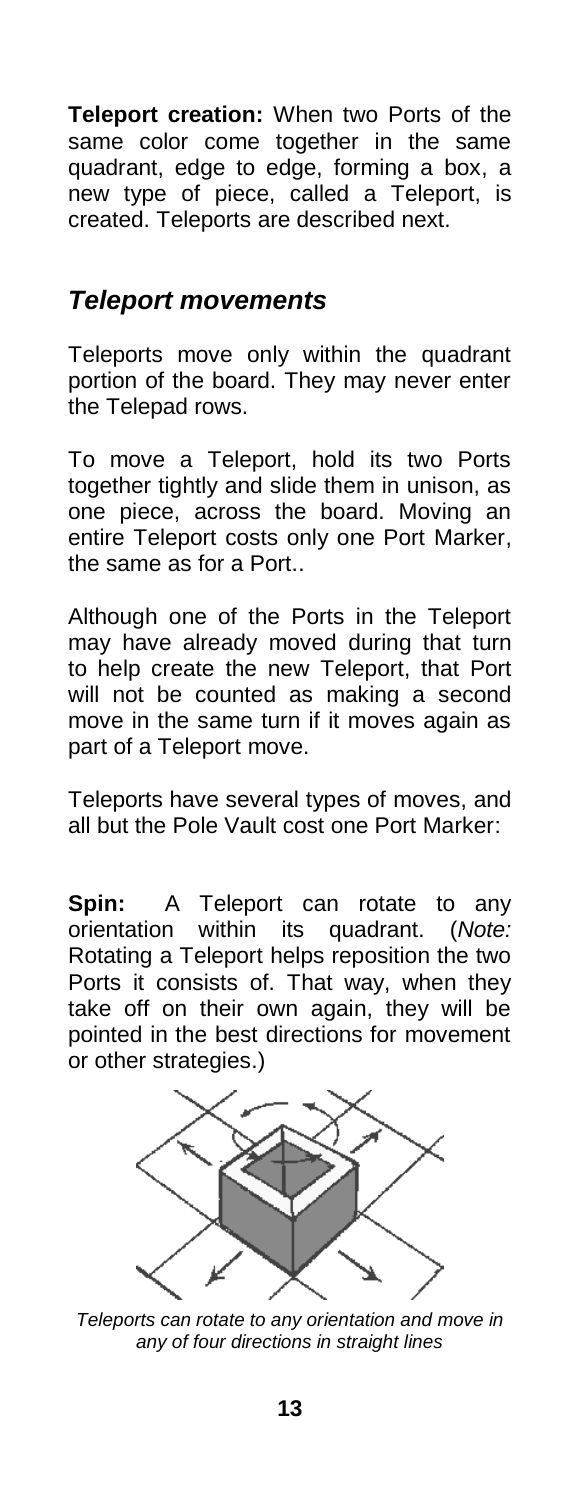**Teleport creation:** When two Ports of the same color come together in the same quadrant, edge to edge, forming a box, a new type of piece, called a Teleport, is created. Teleports are described next.

## *Teleport movements*

Teleports move only within the quadrant portion of the board. They may never enter the Telepad rows.

To move a Teleport, hold its two Ports together tightly and slide them in unison, as one piece, across the board. Moving an entire Teleport costs only one Port Marker, the same as for a Port..

Although one of the Ports in the Teleport may have already moved during that turn to help create the new Teleport, that Port will not be counted as making a second move in the same turn if it moves again as part of a Teleport move.

Teleports have several types of moves, and all but the Pole Vault cost one Port Marker:

**Spin:** A Teleport can rotate to any orientation within its quadrant. (*Note:* Rotating a Teleport helps reposition the two Ports it consists of. That way, when they take off on their own again, they will be pointed in the best directions for movement or other strategies.)

*Teleports can rotate to any orientation and move in any of four directions in straight lines*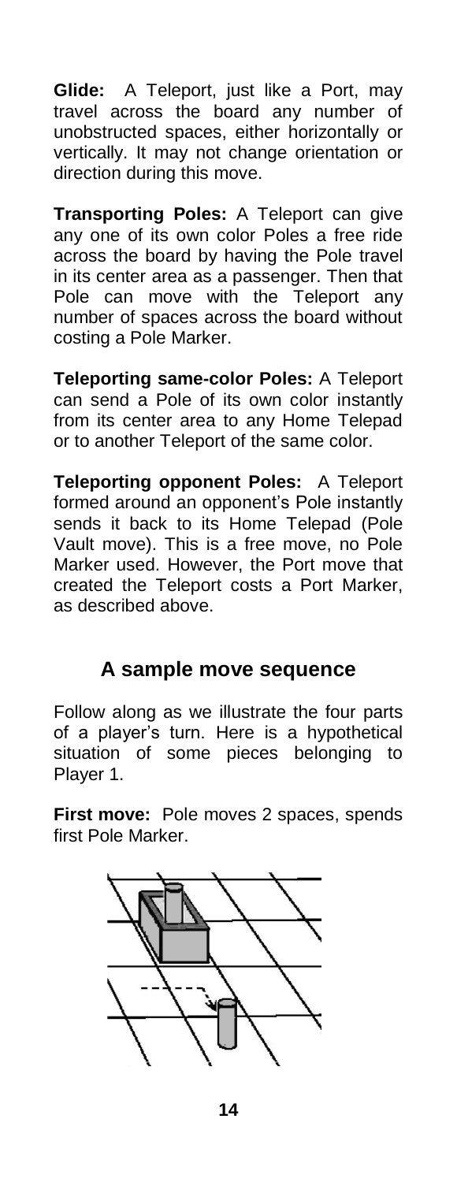**Glide:** A Teleport, just like a Port, may travel across the board any number of unobstructed spaces, either horizontally or vertically. It may not change orientation or direction during this move.

**Transporting Poles:** A Teleport can give any one of its own color Poles a free ride across the board by having the Pole travel in its center area as a passenger. Then that Pole can move with the Teleport any number of spaces across the board without costing a Pole Marker.

**Teleporting same-color Poles:** A Teleport can send a Pole of its own color instantly from its center area to any Home Telepad or to another Teleport of the same color.

**Teleporting opponent Poles:** A Teleport formed around an opponent's Pole instantly sends it back to its Home Telepad (Pole Vault move). This is a free move, no Pole Marker used. However, the Port move that created the Teleport costs a Port Marker, as described above.

## A sample move sequence

Follow along as we illustrate the four parts of a player's turn. Here is a hypothetical situation of some pieces belonging to Player 1.

**First move:** Pole moves 2 spaces, spends first Pole Marker.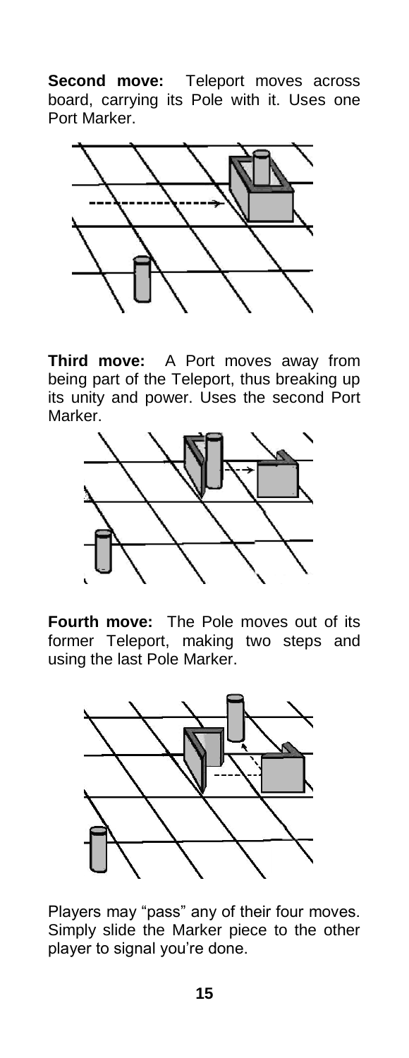**Second move:** Teleport moves across board, carrying its Pole with it. Uses one Port Marker.

**Third move:** A Port moves away from being part of the Teleport, thus breaking up its unity and power. Uses the second Port Marker.

**Fourth move:** The Pole moves out of its former Teleport, making two steps and using the last Pole Marker.

Players may "pass" any of their four moves. Simply slide the Marker piece to the other player to signal you're done.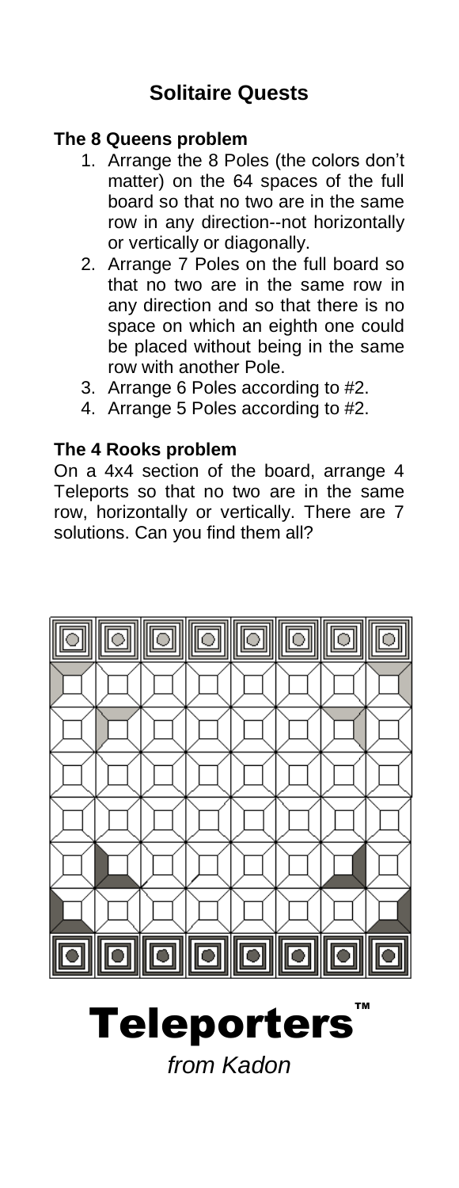## Solitaire Quests

### The 8 Queens problem

1. Arrange the 8 Poles (the colors don't matter) on the 64 spaces of the full board so that no two are in the same row in any direction--not horizontally or vertically or diagonally.
2. Arrange 7 Poles on the full board so that no two are in the same row in any direction and so that there is no space on which an eighth one could be placed without being in the same row with another Pole.
3. Arrange 6 Poles according to #2.
4. Arrange 5 Poles according to #2.

### The 4 Rooks problem

On a 4x4 section of the board, arrange 4 Teleports so that no two are in the same row, horizontally or vertically. There are 7 solutions. Can you find them all?

# Teleporters™

*from Kadon*